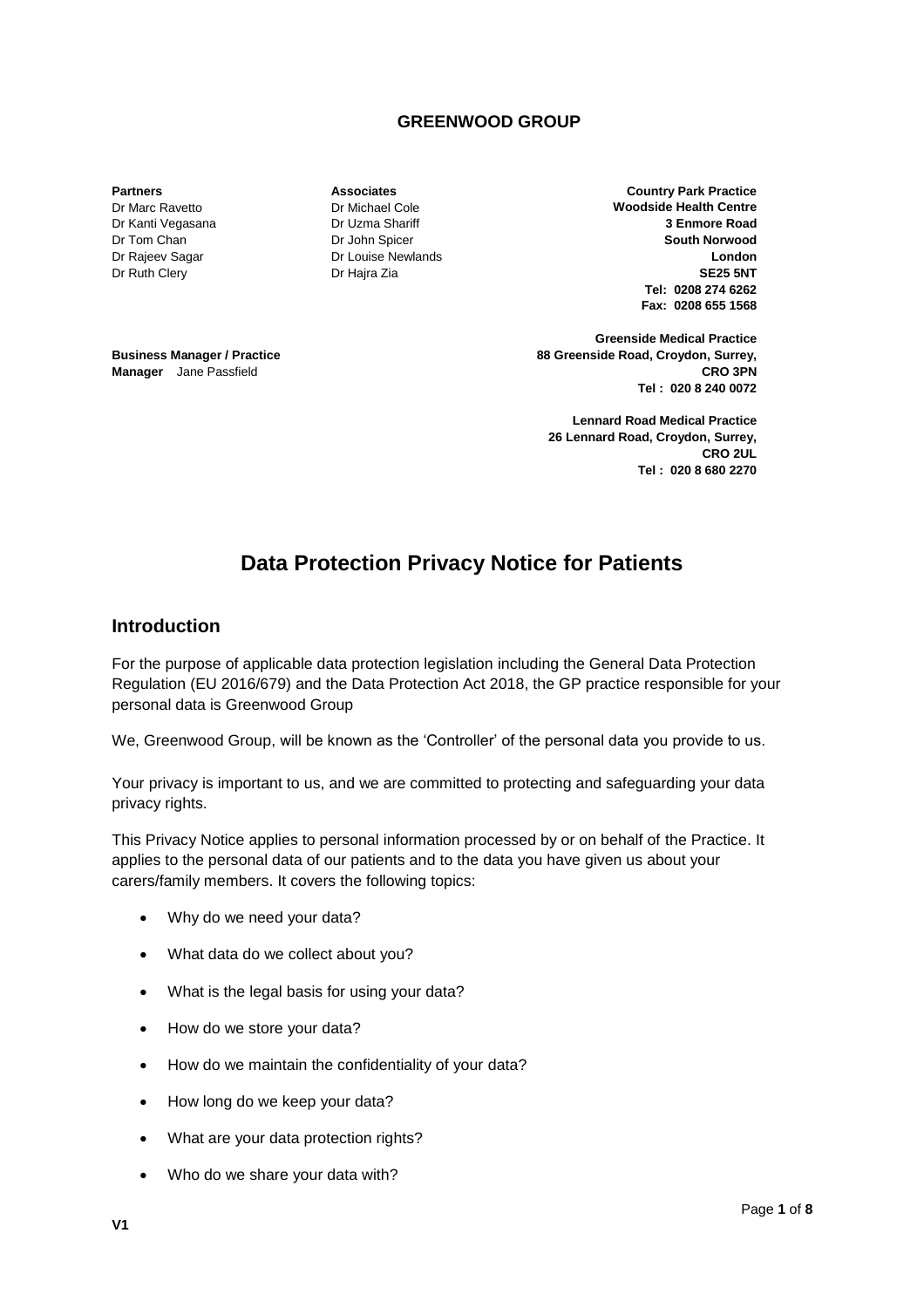**GREENWOOD GROUP**

**Partners**
Dr Marc Ravetto
Dr Kanti Vegasana
Dr Tom Chan
Dr Rajeev Sagar
Dr Ruth Clery

**Associates**
Dr Michael Cole
Dr Uzma Shariff
Dr John Spicer
Dr Louise Newlands
Dr Hajra Zia

**Business Manager / Practice Manager** Jane Passfield

**Country Park Practice**
**Woodside Health Centre**
**3 Enmore Road**
**South Norwood**
**London**
**SE25 5NT**
**Tel: 0208 274 6262**
**Fax: 0208 655 1568**

**Greenside Medical Practice**
**88 Greenside Road, Croydon, Surrey,**
**CRO 3PN**
**Tel : 020 8 240 0072**

**Lennard Road Medical Practice**
**26 Lennard Road, Croydon, Surrey,**
**CRO 2UL**
**Tel : 020 8 680 2270**

# Data Protection Privacy Notice for Patients

## Introduction

For the purpose of applicable data protection legislation including the General Data Protection Regulation (EU 2016/679) and the Data Protection Act 2018, the GP practice responsible for your personal data is Greenwood Group

We, Greenwood Group, will be known as the 'Controller' of the personal data you provide to us.

Your privacy is important to us, and we are committed to protecting and safeguarding your data privacy rights.

This Privacy Notice applies to personal information processed by or on behalf of the Practice. It applies to the personal data of our patients and to the data you have given us about your carers/family members. It covers the following topics:

- Why do we need your data?
- What data do we collect about you?
- What is the legal basis for using your data?
- How do we store your data?
- How do we maintain the confidentiality of your data?
- How long do we keep your data?
- What are your data protection rights?
- Who do we share your data with?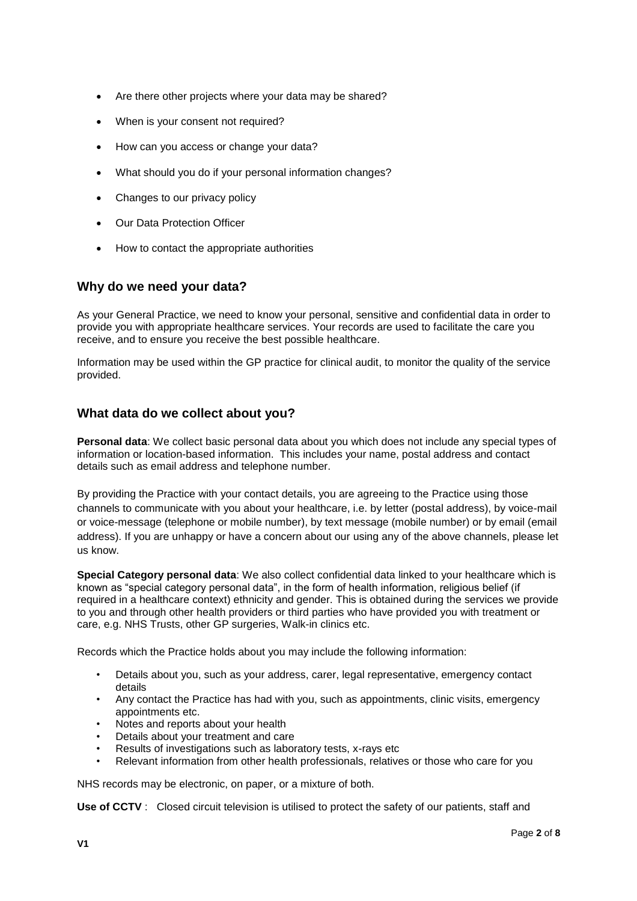- Are there other projects where your data may be shared?
- When is your consent not required?
- How can you access or change your data?
- What should you do if your personal information changes?
- Changes to our privacy policy
- Our Data Protection Officer
- How to contact the appropriate authorities

## Why do we need your data?

As your General Practice, we need to know your personal, sensitive and confidential data in order to provide you with appropriate healthcare services. Your records are used to facilitate the care you receive, and to ensure you receive the best possible healthcare.

Information may be used within the GP practice for clinical audit, to monitor the quality of the service provided.

## What data do we collect about you?

**Personal data**: We collect basic personal data about you which does not include any special types of information or location-based information. This includes your name, postal address and contact details such as email address and telephone number.

By providing the Practice with your contact details, you are agreeing to the Practice using those channels to communicate with you about your healthcare, i.e. by letter (postal address), by voice-mail or voice-message (telephone or mobile number), by text message (mobile number) or by email (email address). If you are unhappy or have a concern about our using any of the above channels, please let us know.

**Special Category personal data**: We also collect confidential data linked to your healthcare which is known as "special category personal data", in the form of health information, religious belief (if required in a healthcare context) ethnicity and gender. This is obtained during the services we provide to you and through other health providers or third parties who have provided you with treatment or care, e.g. NHS Trusts, other GP surgeries, Walk-in clinics etc.

Records which the Practice holds about you may include the following information:

- Details about you, such as your address, carer, legal representative, emergency contact details
- Any contact the Practice has had with you, such as appointments, clinic visits, emergency appointments etc.
- Notes and reports about your health
- Details about your treatment and care
- Results of investigations such as laboratory tests, x-rays etc
- Relevant information from other health professionals, relatives or those who care for you

NHS records may be electronic, on paper, or a mixture of both.

**Use of CCTV** : Closed circuit television is utilised to protect the safety of our patients, staff and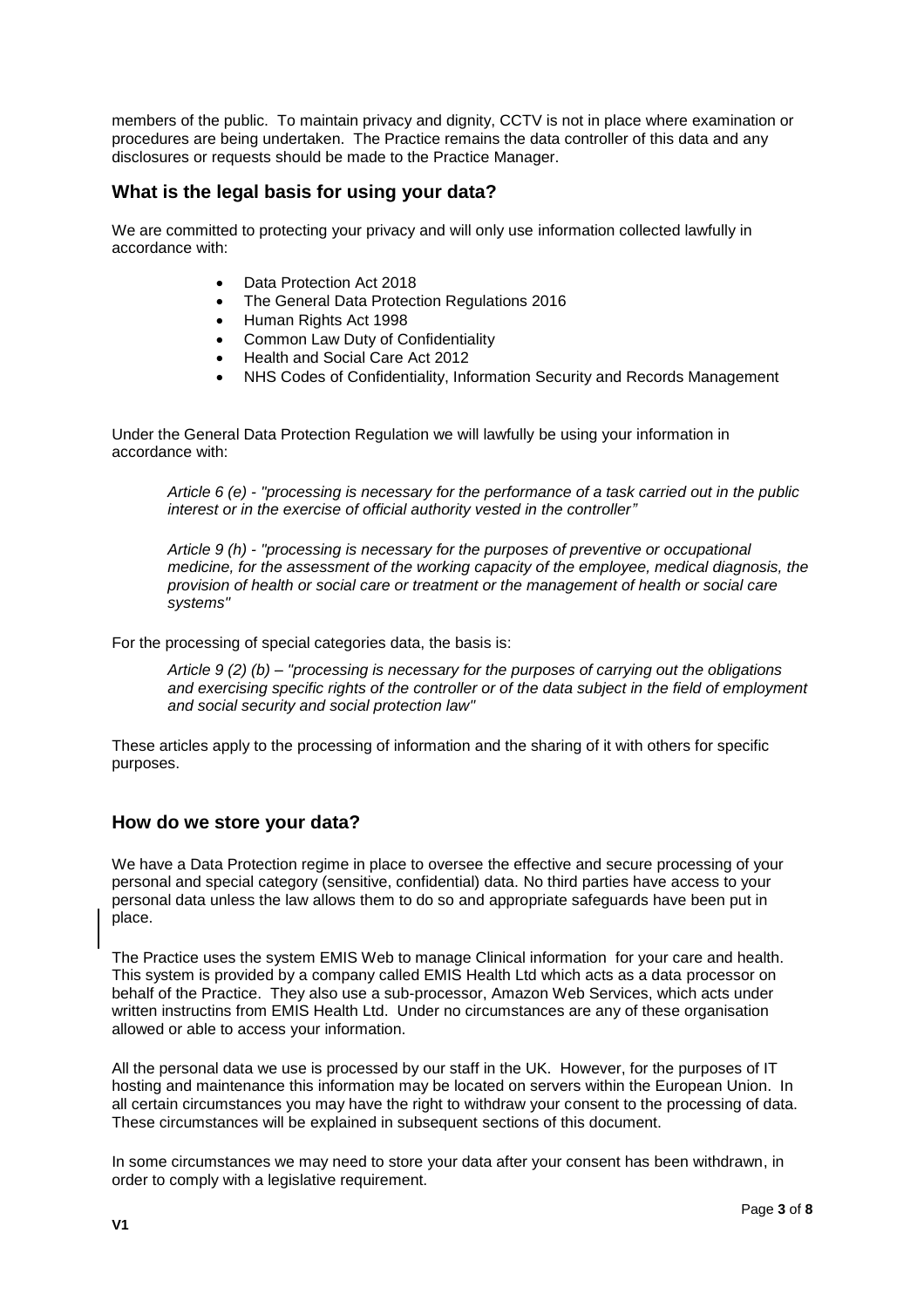members of the public. To maintain privacy and dignity, CCTV is not in place where examination or procedures are being undertaken. The Practice remains the data controller of this data and any disclosures or requests should be made to the Practice Manager.

## What is the legal basis for using your data?

We are committed to protecting your privacy and will only use information collected lawfully in accordance with:

- Data Protection Act 2018
- The General Data Protection Regulations 2016
- Human Rights Act 1998
- Common Law Duty of Confidentiality
- Health and Social Care Act 2012
- NHS Codes of Confidentiality, Information Security and Records Management

Under the General Data Protection Regulation we will lawfully be using your information in accordance with:

> *Article 6 (e) - "processing is necessary for the performance of a task carried out in the public interest or in the exercise of official authority vested in the controller"*
>
> *Article 9 (h) - "processing is necessary for the purposes of preventive or occupational medicine, for the assessment of the working capacity of the employee, medical diagnosis, the provision of health or social care or treatment or the management of health or social care systems"*

For the processing of special categories data, the basis is:

> *Article 9 (2) (b) – "processing is necessary for the purposes of carrying out the obligations and exercising specific rights of the controller or of the data subject in the field of employment and social security and social protection law"*

These articles apply to the processing of information and the sharing of it with others for specific purposes.

## How do we store your data?

We have a Data Protection regime in place to oversee the effective and secure processing of your personal and special category (sensitive, confidential) data. No third parties have access to your personal data unless the law allows them to do so and appropriate safeguards have been put in place.

The Practice uses the system EMIS Web to manage Clinical information for your care and health. This system is provided by a company called EMIS Health Ltd which acts as a data processor on behalf of the Practice. They also use a sub-processor, Amazon Web Services, which acts under written instructins from EMIS Health Ltd. Under no circumstances are any of these organisation allowed or able to access your information.

All the personal data we use is processed by our staff in the UK. However, for the purposes of IT hosting and maintenance this information may be located on servers within the European Union. In all certain circumstances you may have the right to withdraw your consent to the processing of data. These circumstances will be explained in subsequent sections of this document.

In some circumstances we may need to store your data after your consent has been withdrawn, in order to comply with a legislative requirement.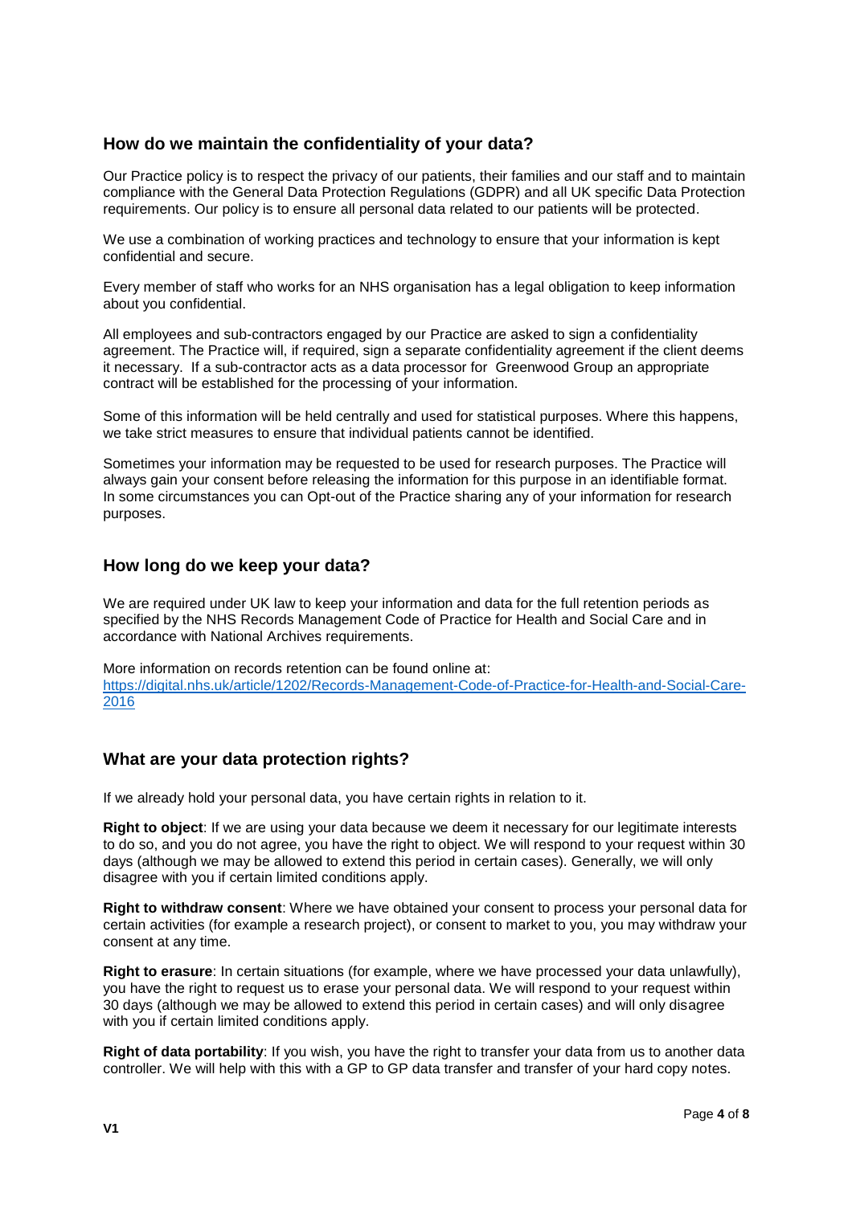## How do we maintain the confidentiality of your data?

Our Practice policy is to respect the privacy of our patients, their families and our staff and to maintain compliance with the General Data Protection Regulations (GDPR) and all UK specific Data Protection requirements. Our policy is to ensure all personal data related to our patients will be protected.

We use a combination of working practices and technology to ensure that your information is kept confidential and secure.

Every member of staff who works for an NHS organisation has a legal obligation to keep information about you confidential.

All employees and sub-contractors engaged by our Practice are asked to sign a confidentiality agreement. The Practice will, if required, sign a separate confidentiality agreement if the client deems it necessary. If a sub-contractor acts as a data processor for Greenwood Group an appropriate contract will be established for the processing of your information.

Some of this information will be held centrally and used for statistical purposes. Where this happens, we take strict measures to ensure that individual patients cannot be identified.

Sometimes your information may be requested to be used for research purposes. The Practice will always gain your consent before releasing the information for this purpose in an identifiable format. In some circumstances you can Opt-out of the Practice sharing any of your information for research purposes.

## How long do we keep your data?

We are required under UK law to keep your information and data for the full retention periods as specified by the NHS Records Management Code of Practice for Health and Social Care and in accordance with National Archives requirements.

More information on records retention can be found online at:
[https://digital.nhs.uk/article/1202/Records-Management-Code-of-Practice-for-Health-and-Social-Care-2016](https://digital.nhs.uk/article/1202/Records-Management-Code-of-Practice-for-Health-and-Social-Care-2016)

## What are your data protection rights?

If we already hold your personal data, you have certain rights in relation to it.

**Right to object**: If we are using your data because we deem it necessary for our legitimate interests to do so, and you do not agree, you have the right to object. We will respond to your request within 30 days (although we may be allowed to extend this period in certain cases). Generally, we will only disagree with you if certain limited conditions apply.

**Right to withdraw consent**: Where we have obtained your consent to process your personal data for certain activities (for example a research project), or consent to market to you, you may withdraw your consent at any time.

**Right to erasure**: In certain situations (for example, where we have processed your data unlawfully), you have the right to request us to erase your personal data. We will respond to your request within 30 days (although we may be allowed to extend this period in certain cases) and will only disagree with you if certain limited conditions apply.

**Right of data portability**: If you wish, you have the right to transfer your data from us to another data controller. We will help with this with a GP to GP data transfer and transfer of your hard copy notes.

V1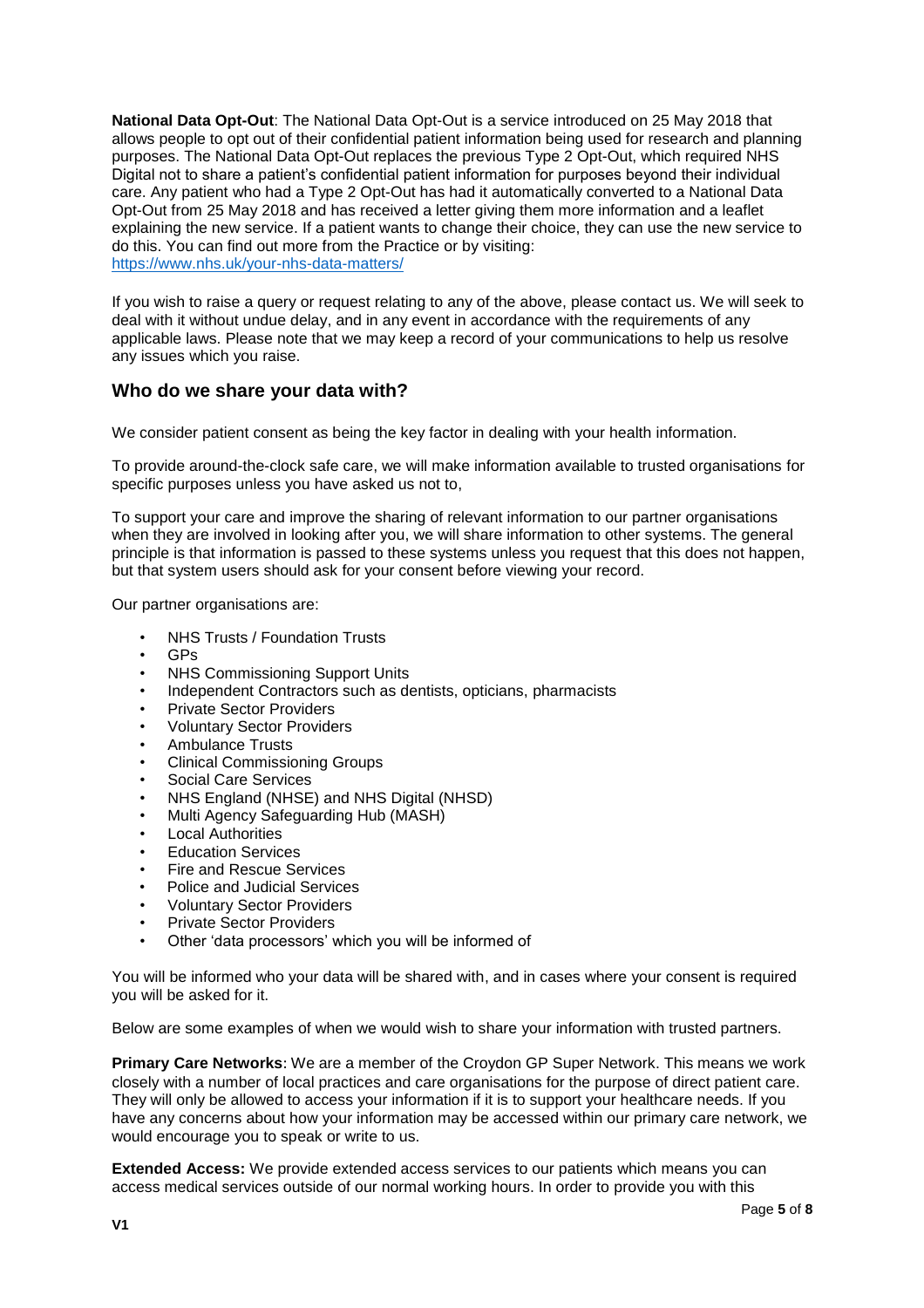**National Data Opt-Out**: The National Data Opt-Out is a service introduced on 25 May 2018 that allows people to opt out of their confidential patient information being used for research and planning purposes. The National Data Opt-Out replaces the previous Type 2 Opt-Out, which required NHS Digital not to share a patient's confidential patient information for purposes beyond their individual care. Any patient who had a Type 2 Opt-Out has had it automatically converted to a National Data Opt-Out from 25 May 2018 and has received a letter giving them more information and a leaflet explaining the new service. If a patient wants to change their choice, they can use the new service to do this. You can find out more from the Practice or by visiting: https://www.nhs.uk/your-nhs-data-matters/

If you wish to raise a query or request relating to any of the above, please contact us. We will seek to deal with it without undue delay, and in any event in accordance with the requirements of any applicable laws. Please note that we may keep a record of your communications to help us resolve any issues which you raise.

## Who do we share your data with?

We consider patient consent as being the key factor in dealing with your health information.

To provide around-the-clock safe care, we will make information available to trusted organisations for specific purposes unless you have asked us not to,

To support your care and improve the sharing of relevant information to our partner organisations when they are involved in looking after you, we will share information to other systems. The general principle is that information is passed to these systems unless you request that this does not happen, but that system users should ask for your consent before viewing your record.

Our partner organisations are:

- NHS Trusts / Foundation Trusts
- GPs
- NHS Commissioning Support Units
- Independent Contractors such as dentists, opticians, pharmacists
- Private Sector Providers
- Voluntary Sector Providers
- Ambulance Trusts
- Clinical Commissioning Groups
- Social Care Services
- NHS England (NHSE) and NHS Digital (NHSD)
- Multi Agency Safeguarding Hub (MASH)
- Local Authorities
- Education Services
- Fire and Rescue Services
- Police and Judicial Services
- Voluntary Sector Providers
- Private Sector Providers
- Other 'data processors' which you will be informed of

You will be informed who your data will be shared with, and in cases where your consent is required you will be asked for it.

Below are some examples of when we would wish to share your information with trusted partners.

**Primary Care Networks**: We are a member of the Croydon GP Super Network. This means we work closely with a number of local practices and care organisations for the purpose of direct patient care. They will only be allowed to access your information if it is to support your healthcare needs. If you have any concerns about how your information may be accessed within our primary care network, we would encourage you to speak or write to us.

**Extended Access:** We provide extended access services to our patients which means you can access medical services outside of our normal working hours. In order to provide you with this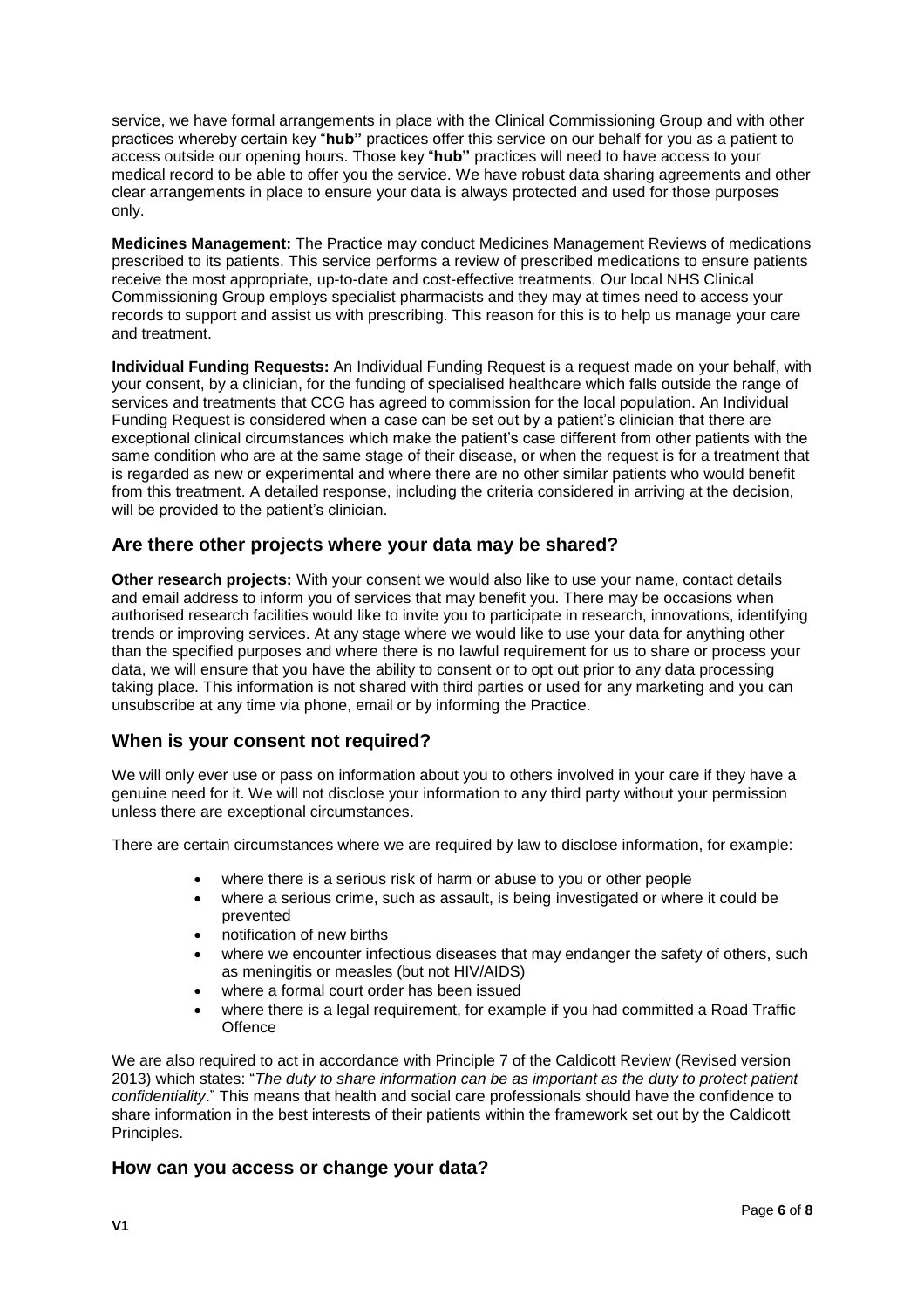service, we have formal arrangements in place with the Clinical Commissioning Group and with other practices whereby certain key "**hub"** practices offer this service on our behalf for you as a patient to access outside our opening hours. Those key "**hub"** practices will need to have access to your medical record to be able to offer you the service. We have robust data sharing agreements and other clear arrangements in place to ensure your data is always protected and used for those purposes only.

**Medicines Management:** The Practice may conduct Medicines Management Reviews of medications prescribed to its patients. This service performs a review of prescribed medications to ensure patients receive the most appropriate, up-to-date and cost-effective treatments. Our local NHS Clinical Commissioning Group employs specialist pharmacists and they may at times need to access your records to support and assist us with prescribing. This reason for this is to help us manage your care and treatment.

**Individual Funding Requests:** An Individual Funding Request is a request made on your behalf, with your consent, by a clinician, for the funding of specialised healthcare which falls outside the range of services and treatments that CCG has agreed to commission for the local population. An Individual Funding Request is considered when a case can be set out by a patient's clinician that there are exceptional clinical circumstances which make the patient's case different from other patients with the same condition who are at the same stage of their disease, or when the request is for a treatment that is regarded as new or experimental and where there are no other similar patients who would benefit from this treatment. A detailed response, including the criteria considered in arriving at the decision, will be provided to the patient's clinician.

## Are there other projects where your data may be shared?

**Other research projects:** With your consent we would also like to use your name, contact details and email address to inform you of services that may benefit you. There may be occasions when authorised research facilities would like to invite you to participate in research, innovations, identifying trends or improving services. At any stage where we would like to use your data for anything other than the specified purposes and where there is no lawful requirement for us to share or process your data, we will ensure that you have the ability to consent or to opt out prior to any data processing taking place. This information is not shared with third parties or used for any marketing and you can unsubscribe at any time via phone, email or by informing the Practice.

## When is your consent not required?

We will only ever use or pass on information about you to others involved in your care if they have a genuine need for it. We will not disclose your information to any third party without your permission unless there are exceptional circumstances.

There are certain circumstances where we are required by law to disclose information, for example:

- where there is a serious risk of harm or abuse to you or other people
- where a serious crime, such as assault, is being investigated or where it could be prevented
- notification of new births
- where we encounter infectious diseases that may endanger the safety of others, such as meningitis or measles (but not HIV/AIDS)
- where a formal court order has been issued
- where there is a legal requirement, for example if you had committed a Road Traffic Offence

We are also required to act in accordance with Principle 7 of the Caldicott Review (Revised version 2013) which states: "*The duty to share information can be as important as the duty to protect patient confidentiality*." This means that health and social care professionals should have the confidence to share information in the best interests of their patients within the framework set out by the Caldicott Principles.

## How can you access or change your data?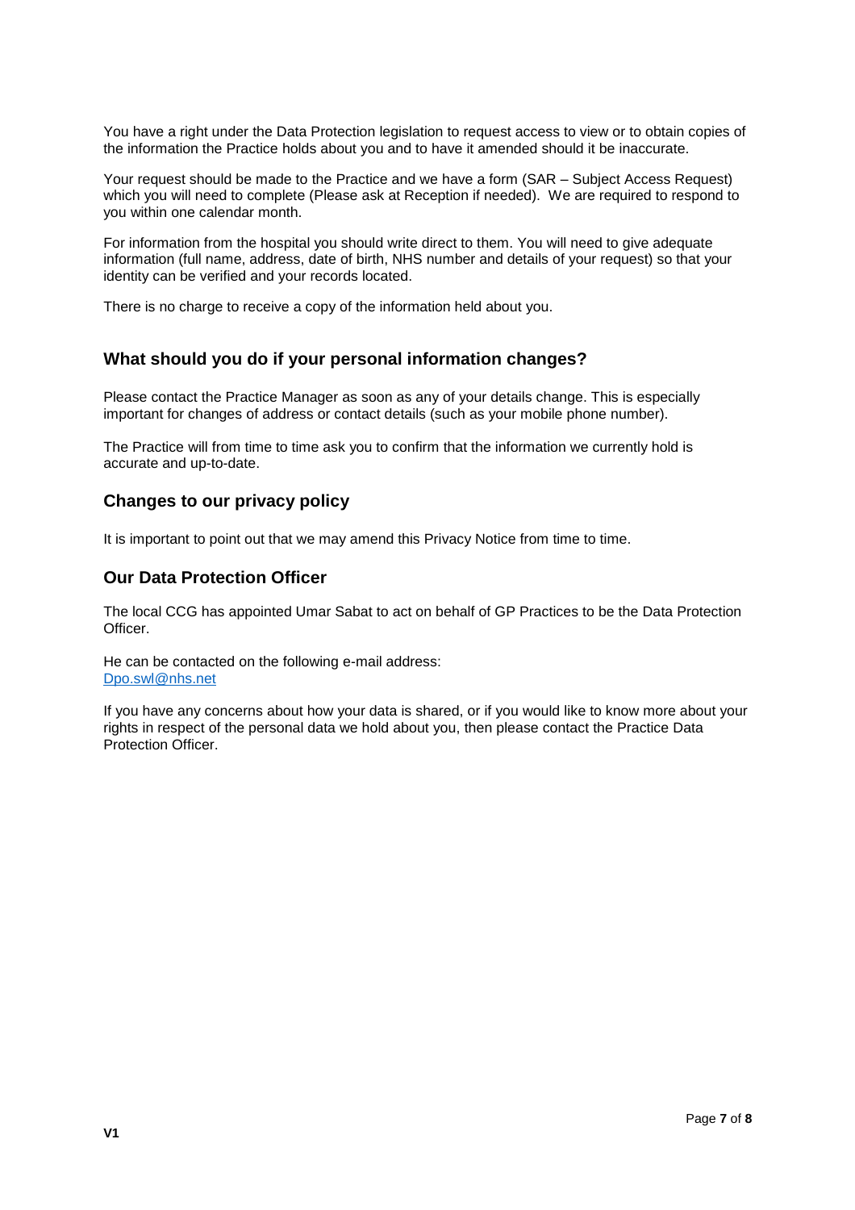You have a right under the Data Protection legislation to request access to view or to obtain copies of the information the Practice holds about you and to have it amended should it be inaccurate.

Your request should be made to the Practice and we have a form (SAR – Subject Access Request) which you will need to complete (Please ask at Reception if needed). We are required to respond to you within one calendar month.

For information from the hospital you should write direct to them. You will need to give adequate information (full name, address, date of birth, NHS number and details of your request) so that your identity can be verified and your records located.

There is no charge to receive a copy of the information held about you.

## What should you do if your personal information changes?

Please contact the Practice Manager as soon as any of your details change. This is especially important for changes of address or contact details (such as your mobile phone number).

The Practice will from time to time ask you to confirm that the information we currently hold is accurate and up-to-date.

## Changes to our privacy policy

It is important to point out that we may amend this Privacy Notice from time to time.

## Our Data Protection Officer

The local CCG has appointed Umar Sabat to act on behalf of GP Practices to be the Data Protection Officer.

He can be contacted on the following e-mail address:
Dpo.swl@nhs.net

If you have any concerns about how your data is shared, or if you would like to know more about your rights in respect of the personal data we hold about you, then please contact the Practice Data Protection Officer.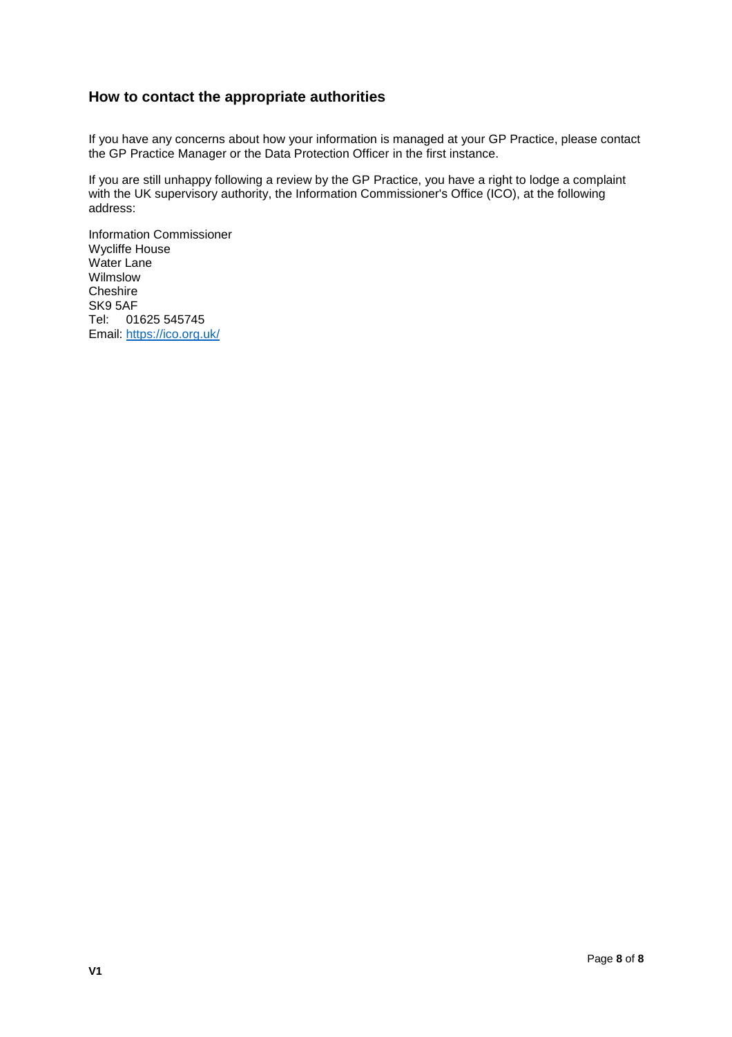## How to contact the appropriate authorities

If you have any concerns about how your information is managed at your GP Practice, please contact the GP Practice Manager or the Data Protection Officer in the first instance.

If you are still unhappy following a review by the GP Practice, you have a right to lodge a complaint with the UK supervisory authority, the Information Commissioner's Office (ICO), at the following address:

Information Commissioner  
Wycliffe House  
Water Lane  
Wilmslow  
Cheshire  
SK9 5AF  
Tel: 01625 545745  
Email: https://ico.org.uk/

**V1**